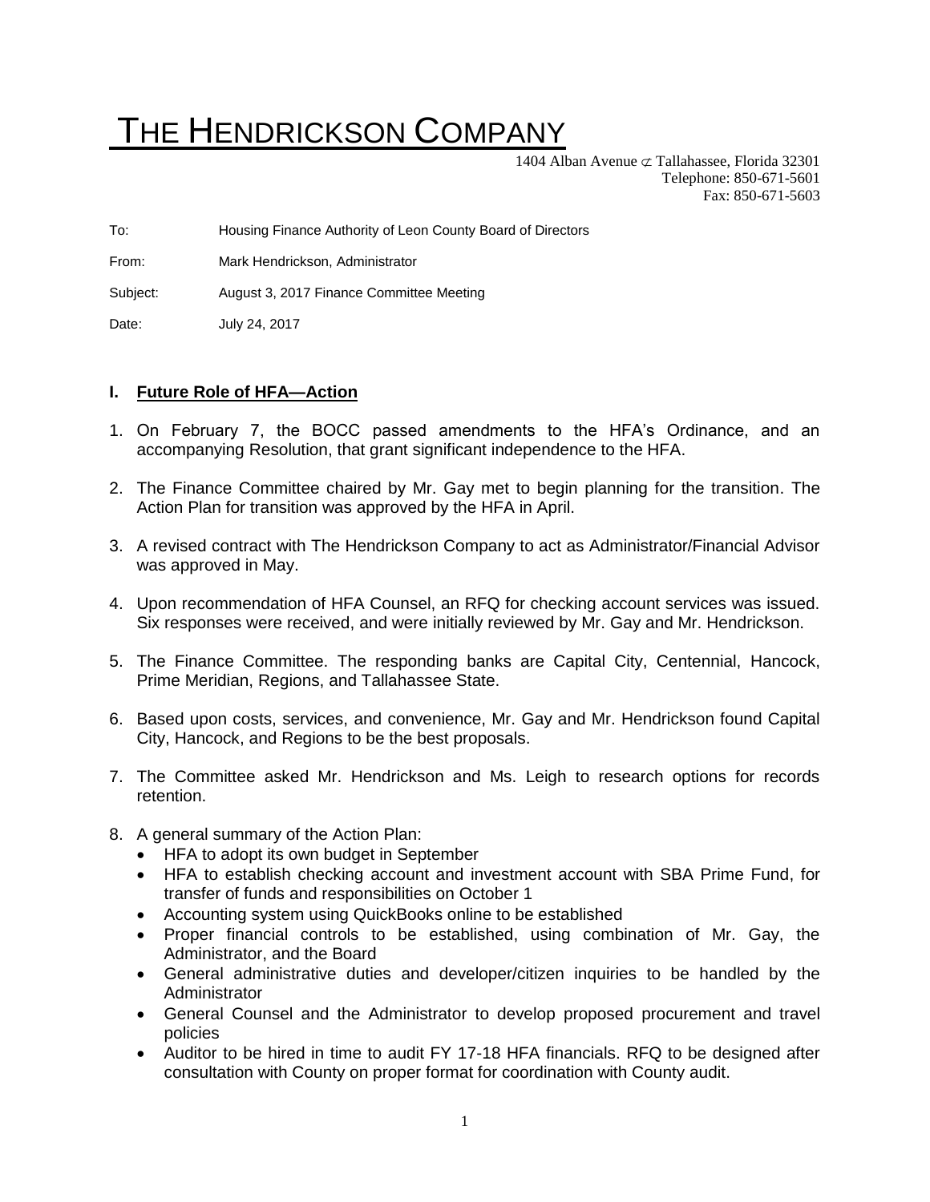# THE HENDRICKSON COMPANY

1404 Alban Avenue ⊄ Tallahassee, Florida 32301
Telephone: 850-671-5601
Fax: 850-671-5603

To: Housing Finance Authority of Leon County Board of Directors

From: Mark Hendrickson, Administrator

Subject: August 3, 2017 Finance Committee Meeting

Date: July 24, 2017

## I. Future Role of HFA—Action

1. On February 7, the BOCC passed amendments to the HFA's Ordinance, and an accompanying Resolution, that grant significant independence to the HFA.
2. The Finance Committee chaired by Mr. Gay met to begin planning for the transition. The Action Plan for transition was approved by the HFA in April.
3. A revised contract with The Hendrickson Company to act as Administrator/Financial Advisor was approved in May.
4. Upon recommendation of HFA Counsel, an RFQ for checking account services was issued. Six responses were received, and were initially reviewed by Mr. Gay and Mr. Hendrickson.
5. The Finance Committee. The responding banks are Capital City, Centennial, Hancock, Prime Meridian, Regions, and Tallahassee State.
6. Based upon costs, services, and convenience, Mr. Gay and Mr. Hendrickson found Capital City, Hancock, and Regions to be the best proposals.
7. The Committee asked Mr. Hendrickson and Ms. Leigh to research options for records retention.
8. A general summary of the Action Plan:
   - HFA to adopt its own budget in September
   - HFA to establish checking account and investment account with SBA Prime Fund, for transfer of funds and responsibilities on October 1
   - Accounting system using QuickBooks online to be established
   - Proper financial controls to be established, using combination of Mr. Gay, the Administrator, and the Board
   - General administrative duties and developer/citizen inquiries to be handled by the Administrator
   - General Counsel and the Administrator to develop proposed procurement and travel policies
   - Auditor to be hired in time to audit FY 17-18 HFA financials. RFQ to be designed after consultation with County on proper format for coordination with County audit.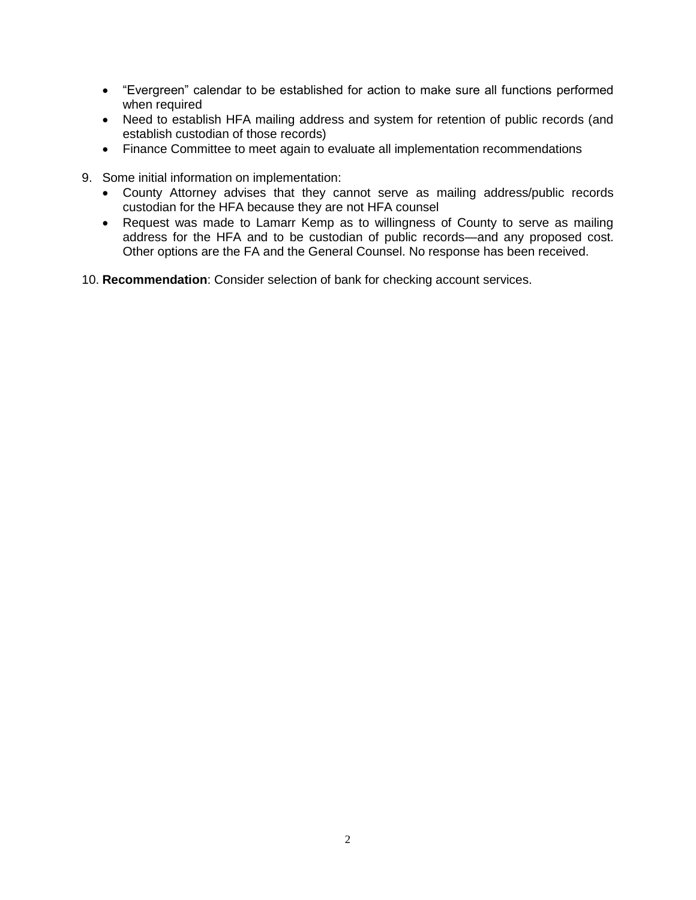- "Evergreen" calendar to be established for action to make sure all functions performed when required
- Need to establish HFA mailing address and system for retention of public records (and establish custodian of those records)
- Finance Committee to meet again to evaluate all implementation recommendations

9. Some initial information on implementation:
   - County Attorney advises that they cannot serve as mailing address/public records custodian for the HFA because they are not HFA counsel
   - Request was made to Lamarr Kemp as to willingness of County to serve as mailing address for the HFA and to be custodian of public records—and any proposed cost. Other options are the FA and the General Counsel. No response has been received.

10. **Recommendation**: Consider selection of bank for checking account services.